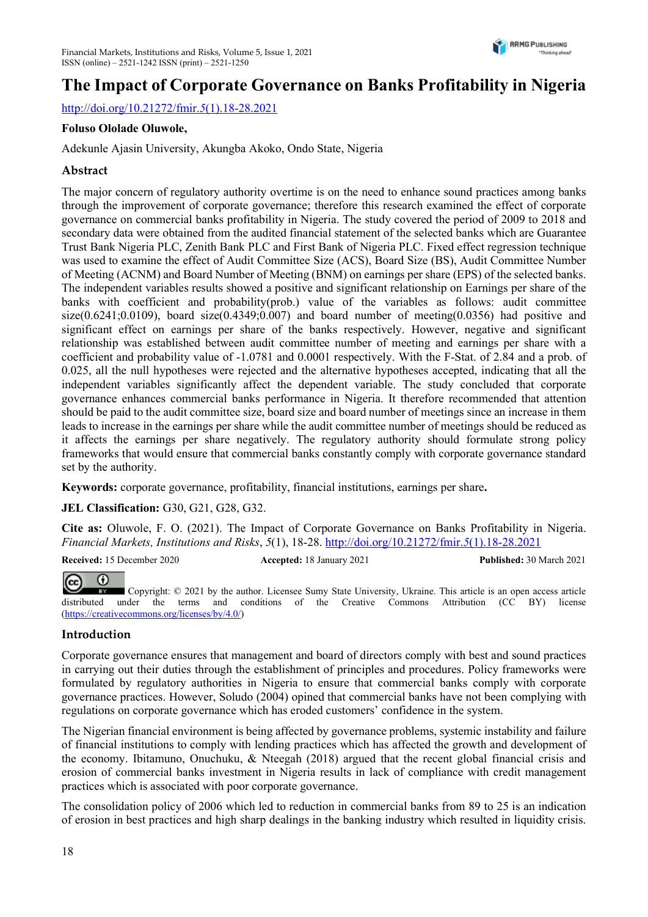# The Impact of Corporate Governance on Banks Profitability in Nigeria

http://doi.org/10.21272/fmir.5(1).18-28.2021

**Foluso Ololade Oluwole,**

Adekunle Ajasin University, Akungba Akoko, Ondo State, Nigeria

## Abstract

The major concern of regulatory authority overtime is on the need to enhance sound practices among banks through the improvement of corporate governance; therefore this research examined the effect of corporate governance on commercial banks profitability in Nigeria. The study covered the period of 2009 to 2018 and secondary data were obtained from the audited financial statement of the selected banks which are Guarantee Trust Bank Nigeria PLC, Zenith Bank PLC and First Bank of Nigeria PLC. Fixed effect regression technique was used to examine the effect of Audit Committee Size (ACS), Board Size (BS), Audit Committee Number of Meeting (ACNM) and Board Number of Meeting (BNM) on earnings per share (EPS) of the selected banks. The independent variables results showed a positive and significant relationship on Earnings per share of the banks with coefficient and probability(prob.) value of the variables as follows: audit committee size(0.6241;0.0109), board size(0.4349;0.007) and board number of meeting(0.0356) had positive and significant effect on earnings per share of the banks respectively. However, negative and significant relationship was established between audit committee number of meeting and earnings per share with a coefficient and probability value of -1.0781 and 0.0001 respectively. With the F-Stat. of 2.84 and a prob. of 0.025, all the null hypotheses were rejected and the alternative hypotheses accepted, indicating that all the independent variables significantly affect the dependent variable. The study concluded that corporate governance enhances commercial banks performance in Nigeria. It therefore recommended that attention should be paid to the audit committee size, board size and board number of meetings since an increase in them leads to increase in the earnings per share while the audit committee number of meetings should be reduced as it affects the earnings per share negatively. The regulatory authority should formulate strong policy frameworks that would ensure that commercial banks constantly comply with corporate governance standard set by the authority.

**Keywords:** corporate governance, profitability, financial institutions, earnings per share**.**

**JEL Classification:** G30, G21, G28, G32.

**Cite as:** Oluwole, F. O. (2021). The Impact of Corporate Governance on Banks Profitability in Nigeria. *Financial Markets, Institutions and Risks*, *5*(1), 18-28. http://doi.org/10.21272/fmir.5(1).18-28.2021

**Received:** 15 December 2020 **Accepted:** 18 January 2021 **Published:** 30 March 2021

Copyright: © 2021 by the author. Licensee Sumy State University, Ukraine. This article is an open access article distributed under the terms and conditions of the Creative Commons Attribution (CC BY) license (https://creativecommons.org/licenses/by/4.0/)

## Introduction

Corporate governance ensures that management and board of directors comply with best and sound practices in carrying out their duties through the establishment of principles and procedures. Policy frameworks were formulated by regulatory authorities in Nigeria to ensure that commercial banks comply with corporate governance practices. However, Soludo (2004) opined that commercial banks have not been complying with regulations on corporate governance which has eroded customers' confidence in the system.

The Nigerian financial environment is being affected by governance problems, systemic instability and failure of financial institutions to comply with lending practices which has affected the growth and development of the economy. Ibitamuno, Onuchuku, & Nteegah (2018) argued that the recent global financial crisis and erosion of commercial banks investment in Nigeria results in lack of compliance with credit management practices which is associated with poor corporate governance.

The consolidation policy of 2006 which led to reduction in commercial banks from 89 to 25 is an indication of erosion in best practices and high sharp dealings in the banking industry which resulted in liquidity crisis.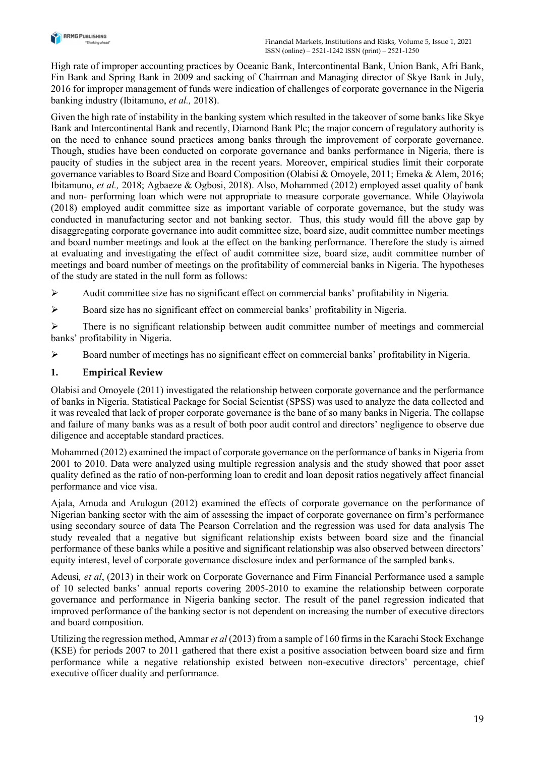High rate of improper accounting practices by Oceanic Bank, Intercontinental Bank, Union Bank, Afri Bank, Fin Bank and Spring Bank in 2009 and sacking of Chairman and Managing director of Skye Bank in July, 2016 for improper management of funds were indication of challenges of corporate governance in the Nigeria banking industry (Ibitamuno, *et al.,* 2018).

Given the high rate of instability in the banking system which resulted in the takeover of some banks like Skye Bank and Intercontinental Bank and recently, Diamond Bank Plc; the major concern of regulatory authority is on the need to enhance sound practices among banks through the improvement of corporate governance. Though, studies have been conducted on corporate governance and banks performance in Nigeria, there is paucity of studies in the subject area in the recent years. Moreover, empirical studies limit their corporate governance variables to Board Size and Board Composition (Olabisi & Omoyele, 2011; Emeka & Alem, 2016; Ibitamuno, *et al.,* 2018; Agbaeze & Ogbosi, 2018). Also, Mohammed (2012) employed asset quality of bank and non- performing loan which were not appropriate to measure corporate governance. While Olayiwola (2018) employed audit committee size as important variable of corporate governance, but the study was conducted in manufacturing sector and not banking sector. Thus, this study would fill the above gap by disaggregating corporate governance into audit committee size, board size, audit committee number meetings and board number meetings and look at the effect on the banking performance. Therefore the study is aimed at evaluating and investigating the effect of audit committee size, board size, audit committee number of meetings and board number of meetings on the profitability of commercial banks in Nigeria. The hypotheses of the study are stated in the null form as follows:

- Audit committee size has no significant effect on commercial banks' profitability in Nigeria.
- Board size has no significant effect on commercial banks' profitability in Nigeria.
- There is no significant relationship between audit committee number of meetings and commercial banks' profitability in Nigeria.
- Board number of meetings has no significant effect on commercial banks' profitability in Nigeria.

## 1. Empirical Review

Olabisi and Omoyele (2011) investigated the relationship between corporate governance and the performance of banks in Nigeria. Statistical Package for Social Scientist (SPSS) was used to analyze the data collected and it was revealed that lack of proper corporate governance is the bane of so many banks in Nigeria. The collapse and failure of many banks was as a result of both poor audit control and directors' negligence to observe due diligence and acceptable standard practices.

Mohammed (2012) examined the impact of corporate governance on the performance of banks in Nigeria from 2001 to 2010. Data were analyzed using multiple regression analysis and the study showed that poor asset quality defined as the ratio of non-performing loan to credit and loan deposit ratios negatively affect financial performance and vice visa.

Ajala, Amuda and Arulogun (2012) examined the effects of corporate governance on the performance of Nigerian banking sector with the aim of assessing the impact of corporate governance on firm's performance using secondary source of data The Pearson Correlation and the regression was used for data analysis The study revealed that a negative but significant relationship exists between board size and the financial performance of these banks while a positive and significant relationship was also observed between directors' equity interest, level of corporate governance disclosure index and performance of the sampled banks.

Adeusi*, et al*, (2013) in their work on Corporate Governance and Firm Financial Performance used a sample of 10 selected banks' annual reports covering 2005-2010 to examine the relationship between corporate governance and performance in Nigeria banking sector. The result of the panel regression indicated that improved performance of the banking sector is not dependent on increasing the number of executive directors and board composition.

Utilizing the regression method, Ammar *et al* (2013) from a sample of 160 firms in the Karachi Stock Exchange (KSE) for periods 2007 to 2011 gathered that there exist a positive association between board size and firm performance while a negative relationship existed between non-executive directors' percentage, chief executive officer duality and performance.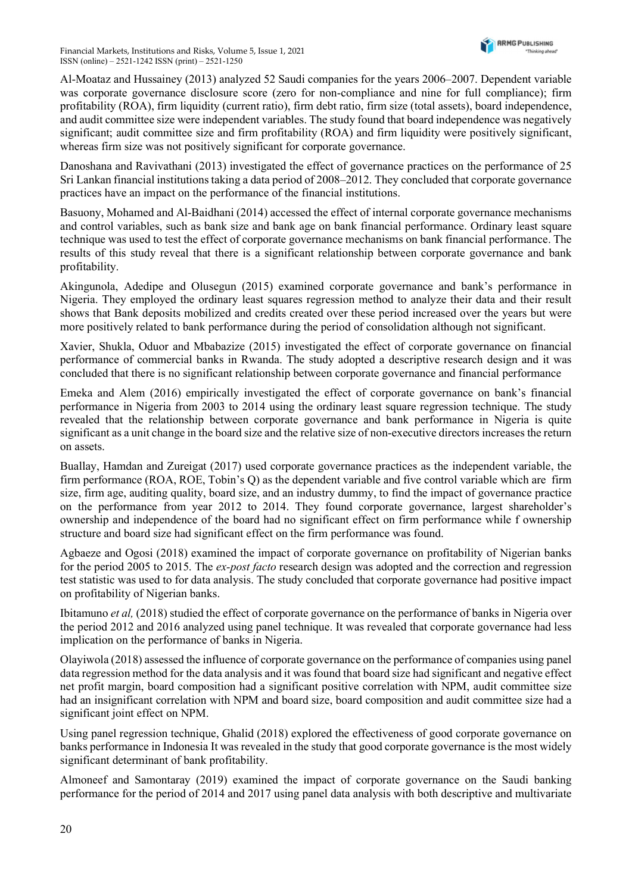Al-Moataz and Hussainey (2013) analyzed 52 Saudi companies for the years 2006–2007. Dependent variable was corporate governance disclosure score (zero for non-compliance and nine for full compliance); firm profitability (ROA), firm liquidity (current ratio), firm debt ratio, firm size (total assets), board independence, and audit committee size were independent variables. The study found that board independence was negatively significant; audit committee size and firm profitability (ROA) and firm liquidity were positively significant, whereas firm size was not positively significant for corporate governance.

Danoshana and Ravivathani (2013) investigated the effect of governance practices on the performance of 25 Sri Lankan financial institutions taking a data period of 2008–2012. They concluded that corporate governance practices have an impact on the performance of the financial institutions.

Basuony, Mohamed and Al-Baidhani (2014) accessed the effect of internal corporate governance mechanisms and control variables, such as bank size and bank age on bank financial performance. Ordinary least square technique was used to test the effect of corporate governance mechanisms on bank financial performance. The results of this study reveal that there is a significant relationship between corporate governance and bank profitability.

Akingunola, Adedipe and Olusegun (2015) examined corporate governance and bank's performance in Nigeria. They employed the ordinary least squares regression method to analyze their data and their result shows that Bank deposits mobilized and credits created over these period increased over the years but were more positively related to bank performance during the period of consolidation although not significant.

Xavier, Shukla, Oduor and Mbabazize (2015) investigated the effect of corporate governance on financial performance of commercial banks in Rwanda. The study adopted a descriptive research design and it was concluded that there is no significant relationship between corporate governance and financial performance

Emeka and Alem (2016) empirically investigated the effect of corporate governance on bank's financial performance in Nigeria from 2003 to 2014 using the ordinary least square regression technique. The study revealed that the relationship between corporate governance and bank performance in Nigeria is quite significant as a unit change in the board size and the relative size of non-executive directors increases the return on assets.

Buallay, Hamdan and Zureigat (2017) used corporate governance practices as the independent variable, the firm performance (ROA, ROE, Tobin's Q) as the dependent variable and five control variable which are firm size, firm age, auditing quality, board size, and an industry dummy, to find the impact of governance practice on the performance from year 2012 to 2014. They found corporate governance, largest shareholder's ownership and independence of the board had no significant effect on firm performance while f ownership structure and board size had significant effect on the firm performance was found.

Agbaeze and Ogosi (2018) examined the impact of corporate governance on profitability of Nigerian banks for the period 2005 to 2015. The *ex-post facto* research design was adopted and the correction and regression test statistic was used to for data analysis. The study concluded that corporate governance had positive impact on profitability of Nigerian banks.

Ibitamuno *et al,* (2018) studied the effect of corporate governance on the performance of banks in Nigeria over the period 2012 and 2016 analyzed using panel technique. It was revealed that corporate governance had less implication on the performance of banks in Nigeria.

Olayiwola (2018) assessed the influence of corporate governance on the performance of companies using panel data regression method for the data analysis and it was found that board size had significant and negative effect net profit margin, board composition had a significant positive correlation with NPM, audit committee size had an insignificant correlation with NPM and board size, board composition and audit committee size had a significant joint effect on NPM.

Using panel regression technique, Ghalid (2018) explored the effectiveness of good corporate governance on banks performance in Indonesia It was revealed in the study that good corporate governance is the most widely significant determinant of bank profitability.

Almoneef and Samontaray (2019) examined the impact of corporate governance on the Saudi banking performance for the period of 2014 and 2017 using panel data analysis with both descriptive and multivariate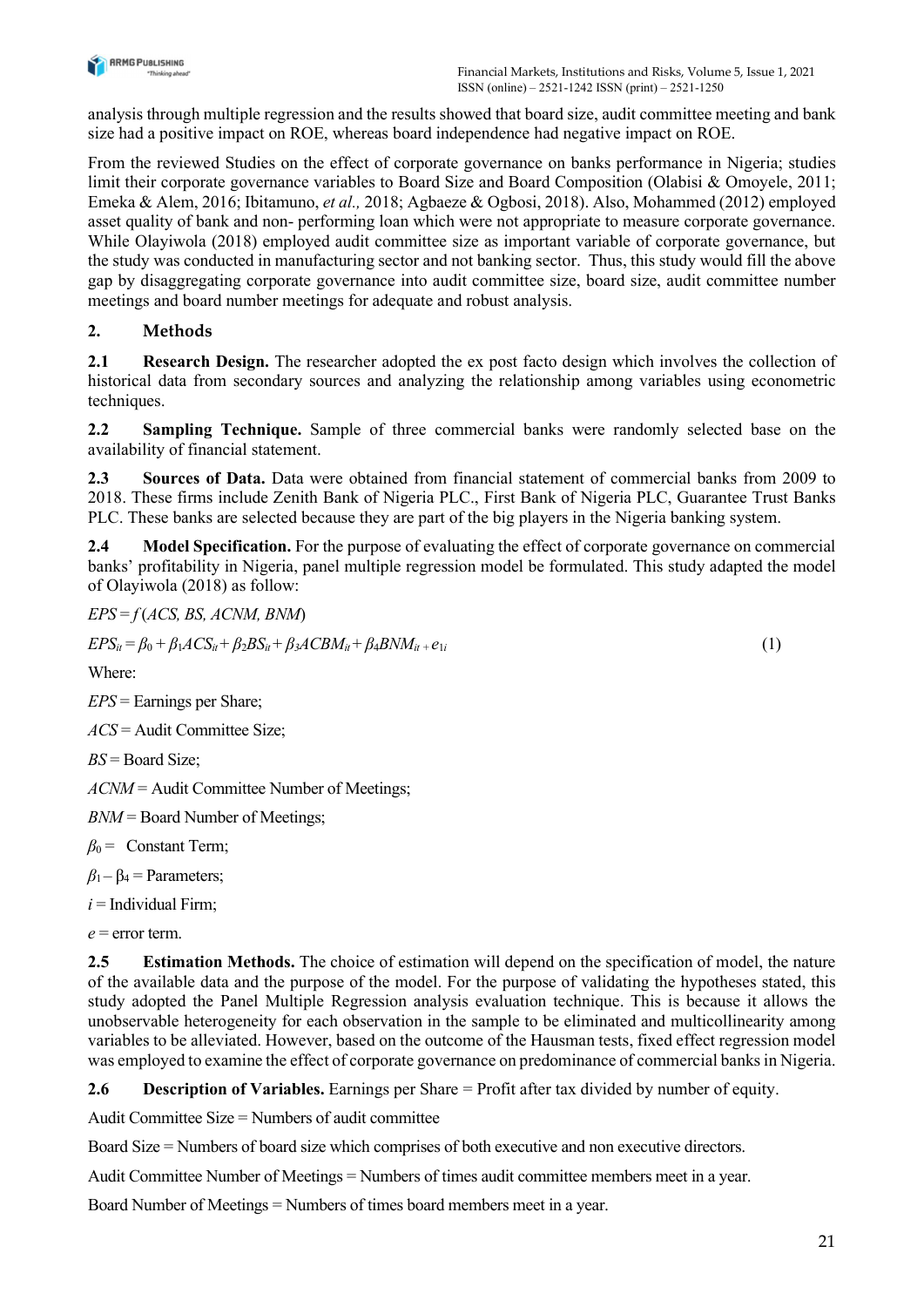analysis through multiple regression and the results showed that board size, audit committee meeting and bank size had a positive impact on ROE, whereas board independence had negative impact on ROE.

From the reviewed Studies on the effect of corporate governance on banks performance in Nigeria; studies limit their corporate governance variables to Board Size and Board Composition (Olabisi & Omoyele, 2011; Emeka & Alem, 2016; Ibitamuno, *et al.,* 2018; Agbaeze & Ogbosi, 2018). Also, Mohammed (2012) employed asset quality of bank and non- performing loan which were not appropriate to measure corporate governance. While Olayiwola (2018) employed audit committee size as important variable of corporate governance, but the study was conducted in manufacturing sector and not banking sector. Thus, this study would fill the above gap by disaggregating corporate governance into audit committee size, board size, audit committee number meetings and board number meetings for adequate and robust analysis.

## 2. Methods

**2.1 Research Design.** The researcher adopted the ex post facto design which involves the collection of historical data from secondary sources and analyzing the relationship among variables using econometric techniques.

**2.2 Sampling Technique.** Sample of three commercial banks were randomly selected base on the availability of financial statement.

**2.3 Sources of Data.** Data were obtained from financial statement of commercial banks from 2009 to 2018. These firms include Zenith Bank of Nigeria PLC., First Bank of Nigeria PLC, Guarantee Trust Banks PLC. These banks are selected because they are part of the big players in the Nigeria banking system.

**2.4 Model Specification.** For the purpose of evaluating the effect of corporate governance on commercial banks' profitability in Nigeria, panel multiple regression model be formulated. This study adapted the model of Olayiwola (2018) as follow:

$$EPS = f\,(ACS,\ BS,\ ACNM,\ BNM)$$

$$EPS_{it} = \beta_0 + \beta_1 ACS_{it} + \beta_2 BS_{it} + \beta_3 ACBM_{it} + \beta_4 BNM_{it} + e_{1i} \quad (1)$$

Where:

$EPS$ = Earnings per Share;

$ACS$ = Audit Committee Size;

$BS$ = Board Size;

$ACNM$ = Audit Committee Number of Meetings;

$BNM$ = Board Number of Meetings;

$\beta_0$ = Constant Term;

$\beta_1 - \beta_4$ = Parameters;

$i$ = Individual Firm;

$e$ = error term.

**2.5 Estimation Methods.** The choice of estimation will depend on the specification of model, the nature of the available data and the purpose of the model. For the purpose of validating the hypotheses stated, this study adopted the Panel Multiple Regression analysis evaluation technique. This is because it allows the unobservable heterogeneity for each observation in the sample to be eliminated and multicollinearity among variables to be alleviated. However, based on the outcome of the Hausman tests, fixed effect regression model was employed to examine the effect of corporate governance on predominance of commercial banks in Nigeria.

**2.6 Description of Variables.** Earnings per Share = Profit after tax divided by number of equity.

Audit Committee Size = Numbers of audit committee

Board Size = Numbers of board size which comprises of both executive and non executive directors.

Audit Committee Number of Meetings = Numbers of times audit committee members meet in a year.

Board Number of Meetings = Numbers of times board members meet in a year.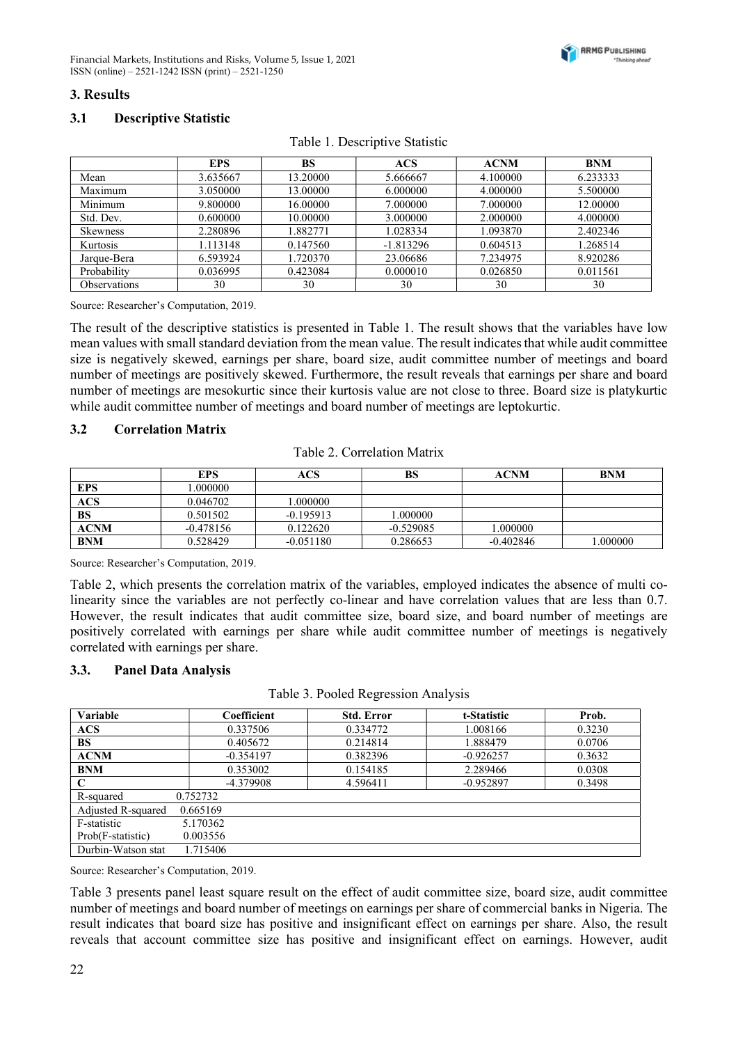## 3. Results

### 3.1 Descriptive Statistic

Table 1. Descriptive Statistic

| | EPS | BS | ACS | ACNM | BNM |
|---|---|---|---|---|---|
| Mean | 3.635667 | 13.20000 | 5.666667 | 4.100000 | 6.233333 |
| Maximum | 3.050000 | 13.00000 | 6.000000 | 4.000000 | 5.500000 |
| Minimum | 9.800000 | 16.00000 | 7.000000 | 7.000000 | 12.00000 |
| Std. Dev. | 0.600000 | 10.00000 | 3.000000 | 2.000000 | 4.000000 |
| Skewness | 2.280896 | 1.882771 | 1.028334 | 1.093870 | 2.402346 |
| Kurtosis | 1.113148 | 0.147560 | -1.813296 | 0.604513 | 1.268514 |
| Jarque-Bera | 6.593924 | 1.720370 | 23.06686 | 7.234975 | 8.920286 |
| Probability | 0.036995 | 0.423084 | 0.000010 | 0.026850 | 0.011561 |
| Observations | 30 | 30 | 30 | 30 | 30 |

Source: Researcher's Computation, 2019.

The result of the descriptive statistics is presented in Table 1. The result shows that the variables have low mean values with small standard deviation from the mean value. The result indicates that while audit committee size is negatively skewed, earnings per share, board size, audit committee number of meetings and board number of meetings are positively skewed. Furthermore, the result reveals that earnings per share and board number of meetings are mesokurtic since their kurtosis value are not close to three. Board size is platykurtic while audit committee number of meetings and board number of meetings are leptokurtic.

### 3.2 Correlation Matrix

Table 2. Correlation Matrix

| | EPS | ACS | BS | ACNM | BNM |
|---|---|---|---|---|---|
| **EPS** | 1.000000 | | | | |
| **ACS** | 0.046702 | 1.000000 | | | |
| **BS** | 0.501502 | -0.195913 | 1.000000 | | |
| **ACNM** | -0.478156 | 0.122620 | -0.529085 | 1.000000 | |
| **BNM** | 0.528429 | -0.051180 | 0.286653 | -0.402846 | 1.000000 |

Source: Researcher's Computation, 2019.

Table 2, which presents the correlation matrix of the variables, employed indicates the absence of multi co-linearity since the variables are not perfectly co-linear and have correlation values that are less than 0.7. However, the result indicates that audit committee size, board size, and board number of meetings are positively correlated with earnings per share while audit committee number of meetings is negatively correlated with earnings per share.

### 3.3. Panel Data Analysis

Table 3. Pooled Regression Analysis

| Variable | Coefficient | Std. Error | t-Statistic | Prob. |
|---|---|---|---|---|
| **ACS** | 0.337506 | 0.334772 | 1.008166 | 0.3230 |
| **BS** | 0.405672 | 0.214814 | 1.888479 | 0.0706 |
| **ACNM** | -0.354197 | 0.382396 | -0.926257 | 0.3632 |
| **BNM** | 0.353002 | 0.154185 | 2.289466 | 0.0308 |
| **C** | -4.379908 | 4.596411 | -0.952897 | 0.3498 |
| R-squared | 0.752732 | | | |
| Adjusted R-squared | 0.665169 | | | |
| F-statistic | 5.170362 | | | |
| Prob(F-statistic) | 0.003556 | | | |
| Durbin-Watson stat | 1.715406 | | | |

Source: Researcher's Computation, 2019.

Table 3 presents panel least square result on the effect of audit committee size, board size, audit committee number of meetings and board number of meetings on earnings per share of commercial banks in Nigeria. The result indicates that board size has positive and insignificant effect on earnings per share. Also, the result reveals that account committee size has positive and insignificant effect on earnings. However, audit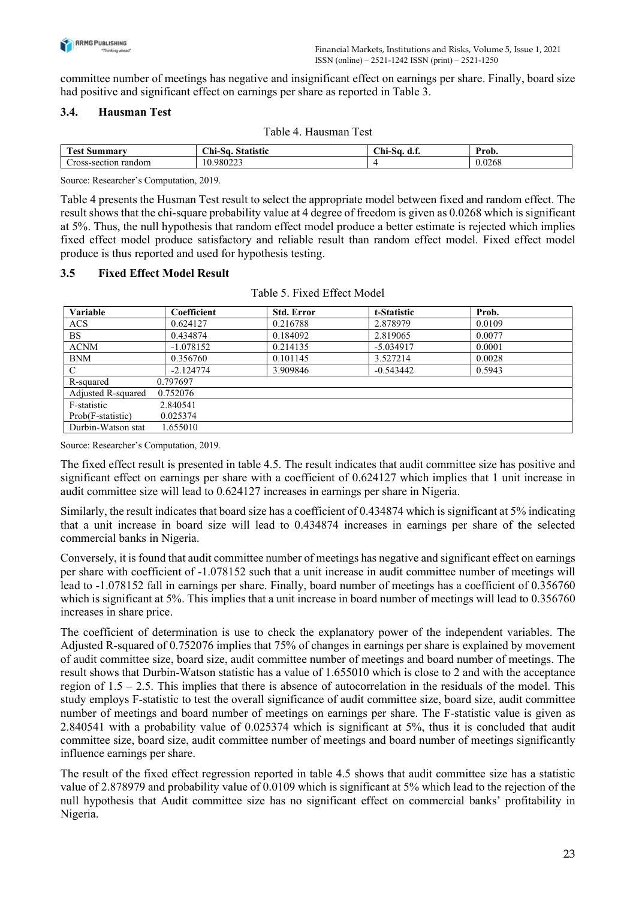committee number of meetings has negative and insignificant effect on earnings per share. Finally, board size had positive and significant effect on earnings per share as reported in Table 3.

### 3.4. Hausman Test

Table 4. Hausman Test

| Test Summary | Chi-Sq. Statistic | Chi-Sq. d.f. | Prob. |
|---|---|---|---|
| Cross-section random | 10.980223 | 4 | 0.0268 |

Source: Researcher's Computation, 2019.

Table 4 presents the Husman Test result to select the appropriate model between fixed and random effect. The result shows that the chi-square probability value at 4 degree of freedom is given as 0.0268 which is significant at 5%. Thus, the null hypothesis that random effect model produce a better estimate is rejected which implies fixed effect model produce satisfactory and reliable result than random effect model. Fixed effect model produce is thus reported and used for hypothesis testing.

### 3.5 Fixed Effect Model Result

Table 5. Fixed Effect Model

| Variable | Coefficient | Std. Error | t-Statistic | Prob. |
|---|---|---|---|---|
| ACS | 0.624127 | 0.216788 | 2.878979 | 0.0109 |
| BS | 0.434874 | 0.184092 | 2.819065 | 0.0077 |
| ACNM | -1.078152 | 0.214135 | -5.034917 | 0.0001 |
| BNM | 0.356760 | 0.101145 | 3.527214 | 0.0028 |
| C | -2.124774 | 3.909846 | -0.543442 | 0.5943 |
| R-squared | 0.797697 | | | |
| Adjusted R-squared | 0.752076 | | | |
| F-statistic | 2.840541 | | | |
| Prob(F-statistic) | 0.025374 | | | |
| Durbin-Watson stat | 1.655010 | | | |

Source: Researcher's Computation, 2019.

The fixed effect result is presented in table 4.5. The result indicates that audit committee size has positive and significant effect on earnings per share with a coefficient of 0.624127 which implies that 1 unit increase in audit committee size will lead to 0.624127 increases in earnings per share in Nigeria.

Similarly, the result indicates that board size has a coefficient of 0.434874 which is significant at 5% indicating that a unit increase in board size will lead to 0.434874 increases in earnings per share of the selected commercial banks in Nigeria.

Conversely, it is found that audit committee number of meetings has negative and significant effect on earnings per share with coefficient of -1.078152 such that a unit increase in audit committee number of meetings will lead to -1.078152 fall in earnings per share. Finally, board number of meetings has a coefficient of 0.356760 which is significant at 5%. This implies that a unit increase in board number of meetings will lead to 0.356760 increases in share price.

The coefficient of determination is use to check the explanatory power of the independent variables. The Adjusted R-squared of 0.752076 implies that 75% of changes in earnings per share is explained by movement of audit committee size, board size, audit committee number of meetings and board number of meetings. The result shows that Durbin-Watson statistic has a value of 1.655010 which is close to 2 and with the acceptance region of 1.5 – 2.5. This implies that there is absence of autocorrelation in the residuals of the model. This study employs F-statistic to test the overall significance of audit committee size, board size, audit committee number of meetings and board number of meetings on earnings per share. The F-statistic value is given as 2.840541 with a probability value of 0.025374 which is significant at 5%, thus it is concluded that audit committee size, board size, audit committee number of meetings and board number of meetings significantly influence earnings per share.

The result of the fixed effect regression reported in table 4.5 shows that audit committee size has a statistic value of 2.878979 and probability value of 0.0109 which is significant at 5% which lead to the rejection of the null hypothesis that Audit committee size has no significant effect on commercial banks' profitability in Nigeria.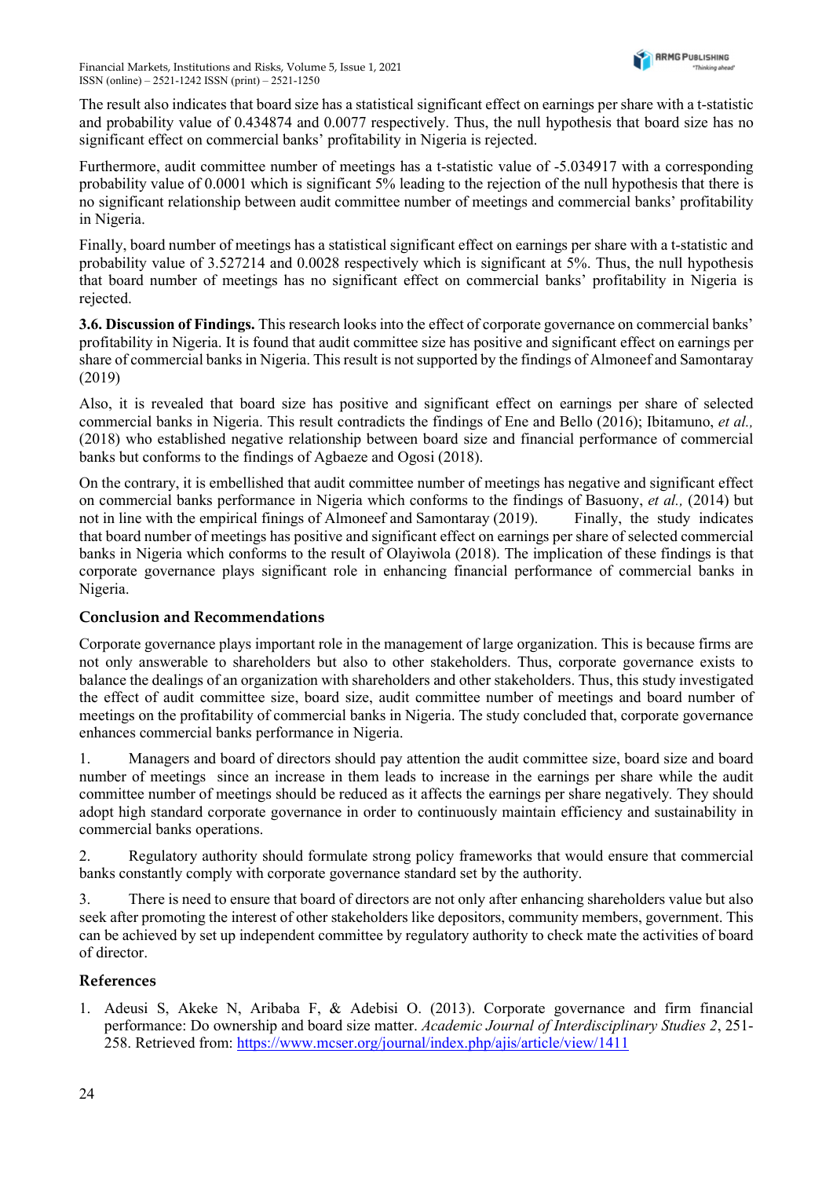The result also indicates that board size has a statistical significant effect on earnings per share with a t-statistic and probability value of 0.434874 and 0.0077 respectively. Thus, the null hypothesis that board size has no significant effect on commercial banks' profitability in Nigeria is rejected.

Furthermore, audit committee number of meetings has a t-statistic value of -5.034917 with a corresponding probability value of 0.0001 which is significant 5% leading to the rejection of the null hypothesis that there is no significant relationship between audit committee number of meetings and commercial banks' profitability in Nigeria.

Finally, board number of meetings has a statistical significant effect on earnings per share with a t-statistic and probability value of 3.527214 and 0.0028 respectively which is significant at 5%. Thus, the null hypothesis that board number of meetings has no significant effect on commercial banks' profitability in Nigeria is rejected.

**3.6. Discussion of Findings.** This research looks into the effect of corporate governance on commercial banks' profitability in Nigeria. It is found that audit committee size has positive and significant effect on earnings per share of commercial banks in Nigeria. This result is not supported by the findings of Almoneef and Samontaray (2019)

Also, it is revealed that board size has positive and significant effect on earnings per share of selected commercial banks in Nigeria. This result contradicts the findings of Ene and Bello (2016); Ibitamuno, *et al.,* (2018) who established negative relationship between board size and financial performance of commercial banks but conforms to the findings of Agbaeze and Ogosi (2018).

On the contrary, it is embellished that audit committee number of meetings has negative and significant effect on commercial banks performance in Nigeria which conforms to the findings of Basuony, *et al.,* (2014) but not in line with the empirical finings of Almoneef and Samontaray (2019). Finally, the study indicates that board number of meetings has positive and significant effect on earnings per share of selected commercial banks in Nigeria which conforms to the result of Olayiwola (2018). The implication of these findings is that corporate governance plays significant role in enhancing financial performance of commercial banks in Nigeria.

## Conclusion and Recommendations

Corporate governance plays important role in the management of large organization. This is because firms are not only answerable to shareholders but also to other stakeholders. Thus, corporate governance exists to balance the dealings of an organization with shareholders and other stakeholders. Thus, this study investigated the effect of audit committee size, board size, audit committee number of meetings and board number of meetings on the profitability of commercial banks in Nigeria. The study concluded that, corporate governance enhances commercial banks performance in Nigeria.

1. Managers and board of directors should pay attention the audit committee size, board size and board number of meetings since an increase in them leads to increase in the earnings per share while the audit committee number of meetings should be reduced as it affects the earnings per share negatively. They should adopt high standard corporate governance in order to continuously maintain efficiency and sustainability in commercial banks operations.

2. Regulatory authority should formulate strong policy frameworks that would ensure that commercial banks constantly comply with corporate governance standard set by the authority.

3. There is need to ensure that board of directors are not only after enhancing shareholders value but also seek after promoting the interest of other stakeholders like depositors, community members, government. This can be achieved by set up independent committee by regulatory authority to check mate the activities of board of director.

## References

1. Adeusi S, Akeke N, Aribaba F, & Adebisi O. (2013). Corporate governance and firm financial performance: Do ownership and board size matter. *Academic Journal of Interdisciplinary Studies 2*, 251-258. Retrieved from: https://www.mcser.org/journal/index.php/ajis/article/view/1411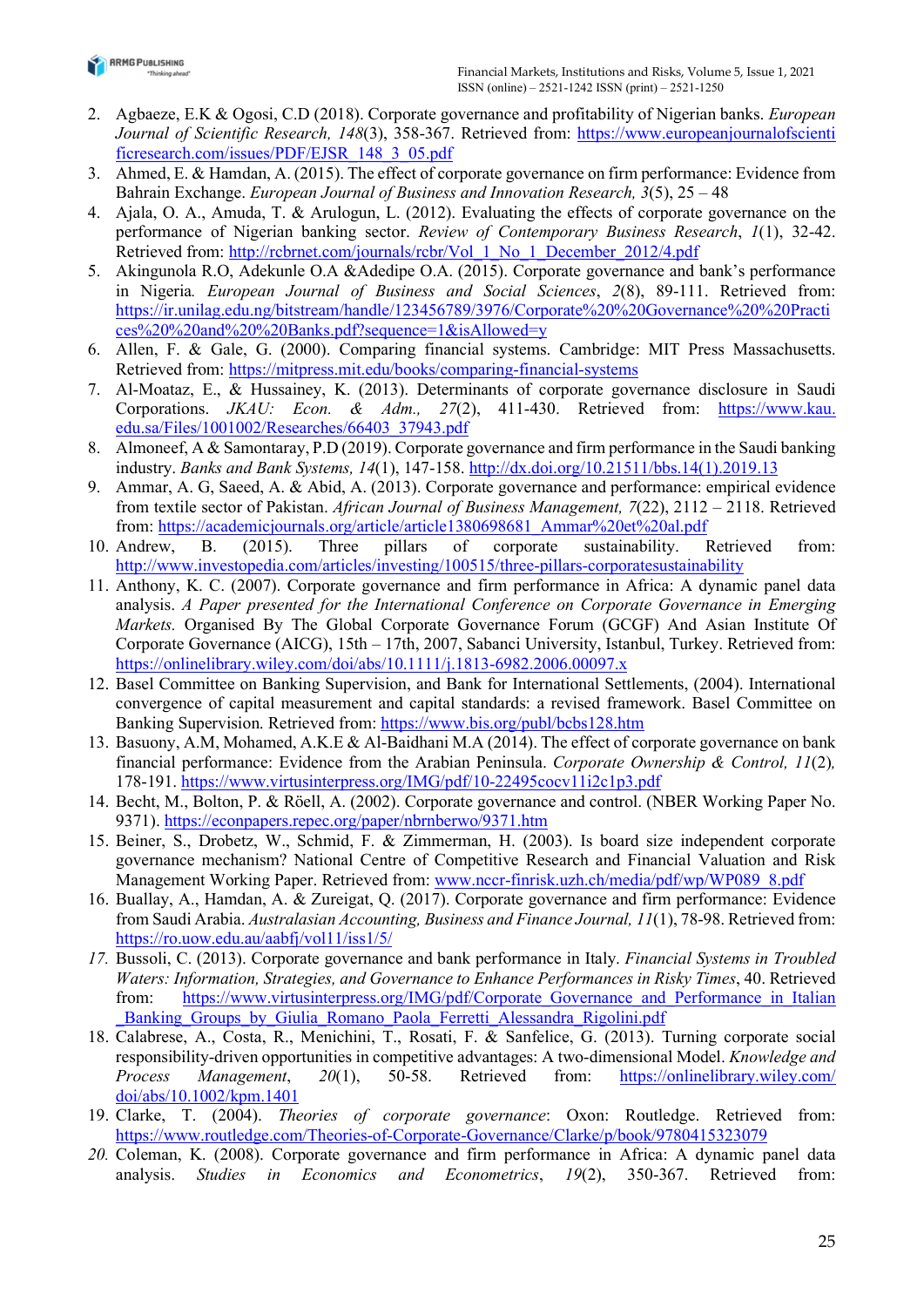2. Agbaeze, E.K & Ogosi, C.D (2018). Corporate governance and profitability of Nigerian banks. *European Journal of Scientific Research, 148*(3), 358-367. Retrieved from: https://www.europeanjournalofscientificresearch.com/issues/PDF/EJSR_148_3_05.pdf
3. Ahmed, E. & Hamdan, A. (2015). The effect of corporate governance on firm performance: Evidence from Bahrain Exchange. *European Journal of Business and Innovation Research, 3*(5), 25 – 48
4. Ajala, O. A., Amuda, T. & Arulogun, L. (2012). Evaluating the effects of corporate governance on the performance of Nigerian banking sector. *Review of Contemporary Business Research*, *1*(1), 32-42. Retrieved from: http://rcbrnet.com/journals/rcbr/Vol_1_No_1_December_2012/4.pdf
5. Akingunola R.O, Adekunle O.A &Adedipe O.A. (2015). Corporate governance and bank's performance in Nigeria*. European Journal of Business and Social Sciences*, *2*(8), 89-111. Retrieved from: https://ir.unilag.edu.ng/bitstream/handle/123456789/3976/Corporate%20%20Governance%20%20Practices%20%20and%20%20Banks.pdf?sequence=1&isAllowed=y
6. Allen, F. & Gale, G. (2000). Comparing financial systems. Cambridge: MIT Press Massachusetts. Retrieved from: https://mitpress.mit.edu/books/comparing-financial-systems
7. Al-Moataz, E., & Hussainey, K. (2013). Determinants of corporate governance disclosure in Saudi Corporations. *JKAU: Econ. & Adm., 27*(2), 411-430. Retrieved from: https://www.kau.edu.sa/Files/1001002/Researches/66403_37943.pdf
8. Almoneef, A & Samontaray, P.D (2019). Corporate governance and firm performance in the Saudi banking industry. *Banks and Bank Systems, 14*(1), 147-158. http://dx.doi.org/10.21511/bbs.14(1).2019.13
9. Ammar, A. G, Saeed, A. & Abid, A. (2013). Corporate governance and performance: empirical evidence from textile sector of Pakistan. *African Journal of Business Management, 7*(22), 2112 – 2118. Retrieved from: https://academicjournals.org/article/article1380698681_Ammar%20et%20al.pdf
10. Andrew, B. (2015). Three pillars of corporate sustainability. Retrieved from: http://www.investopedia.com/articles/investing/100515/three-pillars-corporatesustainability
11. Anthony, K. C. (2007). Corporate governance and firm performance in Africa: A dynamic panel data analysis. *A Paper presented for the International Conference on Corporate Governance in Emerging Markets.* Organised By The Global Corporate Governance Forum (GCGF) And Asian Institute Of Corporate Governance (AICG), 15th – 17th, 2007, Sabanci University, Istanbul, Turkey. Retrieved from: https://onlinelibrary.wiley.com/doi/abs/10.1111/j.1813-6982.2006.00097.x
12. Basel Committee on Banking Supervision, and Bank for International Settlements, (2004). International convergence of capital measurement and capital standards: a revised framework. Basel Committee on Banking Supervision. Retrieved from: https://www.bis.org/publ/bcbs128.htm
13. Basuony, A.M, Mohamed, A.K.E & Al-Baidhani M.A (2014). The effect of corporate governance on bank financial performance: Evidence from the Arabian Peninsula. *Corporate Ownership & Control, 11*(2)*,* 178-191. https://www.virtusinterpress.org/IMG/pdf/10-22495cocv11i2c1p3.pdf
14. Becht, M., Bolton, P. & Röell, A. (2002). Corporate governance and control. (NBER Working Paper No. 9371). https://econpapers.repec.org/paper/nbrnberwo/9371.htm
15. Beiner, S., Drobetz, W., Schmid, F. & Zimmerman, H. (2003). Is board size independent corporate governance mechanism? National Centre of Competitive Research and Financial Valuation and Risk Management Working Paper. Retrieved from: www.nccr-finrisk.uzh.ch/media/pdf/wp/WP089_8.pdf
16. Buallay, A., Hamdan, A. & Zureigat, Q. (2017). Corporate governance and firm performance: Evidence from Saudi Arabia. *Australasian Accounting, Business and Finance Journal, 11*(1), 78-98. Retrieved from: https://ro.uow.edu.au/aabfj/vol11/iss1/5/
17. Bussoli, C. (2013). Corporate governance and bank performance in Italy. *Financial Systems in Troubled Waters: Information, Strategies, and Governance to Enhance Performances in Risky Times*, 40. Retrieved from: https://www.virtusinterpress.org/IMG/pdf/Corporate_Governance_and_Performance_in_Italian_Banking_Groups_by_Giulia_Romano_Paola_Ferretti_Alessandra_Rigolini.pdf
18. Calabrese, A., Costa, R., Menichini, T., Rosati, F. & Sanfelice, G. (2013). Turning corporate social responsibility-driven opportunities in competitive advantages: A two-dimensional Model. *Knowledge and Process Management*, *20*(1), 50-58. Retrieved from: https://onlinelibrary.wiley.com/doi/abs/10.1002/kpm.1401
19. Clarke, T. (2004). *Theories of corporate governance*: Oxon: Routledge. Retrieved from: https://www.routledge.com/Theories-of-Corporate-Governance/Clarke/p/book/9780415323079
20. Coleman, K. (2008). Corporate governance and firm performance in Africa: A dynamic panel data analysis. *Studies in Economics and Econometrics*, *19*(2), 350-367. Retrieved from: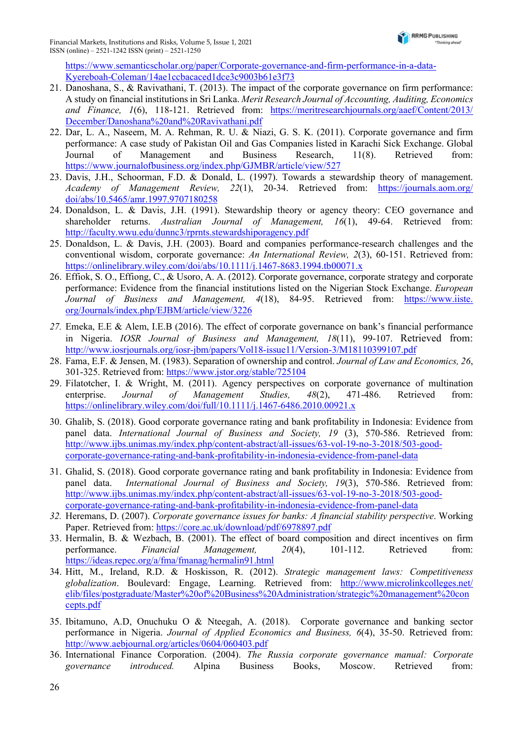https://www.semanticscholar.org/paper/Corporate-governance-and-firm-performance-in-a-data-Kyereboah-Coleman/14ae1ccbacaced1dce3c9003b61e3f73

21. Danoshana, S., & Ravivathani, T. (2013). The impact of the corporate governance on firm performance: A study on financial institutions in Sri Lanka. *Merit Research Journal of Accounting, Auditing, Economics and Finance, 1*(6), 118-121. Retrieved from: https://meritresearchjournals.org/aaef/Content/2013/December/Danoshana%20and%20Ravivathani.pdf
22. Dar, L. A., Naseem, M. A. Rehman, R. U. & Niazi, G. S. K. (2011). Corporate governance and firm performance: A case study of Pakistan Oil and Gas Companies listed in Karachi Sick Exchange. Global Journal of Management and Business Research, 11(8). Retrieved from: https://www.journalofbusiness.org/index.php/GJMBR/article/view/527
23. Davis, J.H., Schoorman, F.D. & Donald, L. (1997). Towards a stewardship theory of management. *Academy of Management Review, 22*(1), 20-34. Retrieved from: https://journals.aom.org/doi/abs/10.5465/amr.1997.9707180258
24. Donaldson, L. & Davis, J.H. (1991). Stewardship theory or agency theory: CEO governance and shareholder returns. *Australian Journal of Management, 16*(1), 49-64. Retrieved from: http://faculty.wwu.edu/dunnc3/rprnts.stewardshiporagency.pdf
25. Donaldson, L. & Davis, J.H. (2003). Board and companies performance-research challenges and the conventional wisdom, corporate governance: *An International Review, 2*(3), 60-151. Retrieved from: https://onlinelibrary.wiley.com/doi/abs/10.1111/j.1467-8683.1994.tb00071.x
26. Effiok, S. O., Effiong, C., & Usoro, A. A. (2012). Corporate governance, corporate strategy and corporate performance: Evidence from the financial institutions listed on the Nigerian Stock Exchange. *European Journal of Business and Management, 4*(18), 84-95. Retrieved from: https://www.iiste.org/Journals/index.php/EJBM/article/view/3226
27. Emeka, E.E & Alem, I.E.B (2016). The effect of corporate governance on bank's financial performance in Nigeria. *IOSR Journal of Business and Management, 18*(11), 99-107. Retrieved from: http://www.iosrjournals.org/iosr-jbm/papers/Vol18-issue11/Version-3/M18110399107.pdf
28. Fama, E.F. & Jensen, M. (1983). Separation of ownership and control. *Journal of Law and Economics, 26*, 301-325. Retrieved from: https://www.jstor.org/stable/725104
29. Filatotcher, I. & Wright, M. (2011). Agency perspectives on corporate governance of multination enterprise. *Journal of Management Studies, 48*(2), 471-486. Retrieved from: https://onlinelibrary.wiley.com/doi/full/10.1111/j.1467-6486.2010.00921.x
30. Ghalib, S. (2018). Good corporate governance rating and bank profitability in Indonesia: Evidence from panel data. *International Journal of Business and Society, 19* (3), 570-586. Retrieved from: http://www.ijbs.unimas.my/index.php/content-abstract/all-issues/63-vol-19-no-3-2018/503-good-corporate-governance-rating-and-bank-profitability-in-indonesia-evidence-from-panel-data
31. Ghalid, S. (2018). Good corporate governance rating and bank profitability in Indonesia: Evidence from panel data. *International Journal of Business and Society, 19*(3), 570-586. Retrieved from: http://www.ijbs.unimas.my/index.php/content-abstract/all-issues/63-vol-19-no-3-2018/503-good-corporate-governance-rating-and-bank-profitability-in-indonesia-evidence-from-panel-data
32. Heremans, D. (2007). *Corporate governance issues for banks: A financial stability perspective*. Working Paper. Retrieved from: https://core.ac.uk/download/pdf/6978897.pdf
33. Hermalin, B. & Wezbach, B. (2001). The effect of board composition and direct incentives on firm performance. *Financial Management, 20*(4), 101-112. Retrieved from: https://ideas.repec.org/a/fma/fmanag/hermalin91.html
34. Hitt, M., Ireland, R.D. & Hoskisson, R. (2012). *Strategic management laws: Competitiveness globalization*. Boulevard: Engage, Learning. Retrieved from: http://www.microlinkcolleges.net/elib/files/postgraduate/Master%20of%20Business%20Administration/strategic%20management%20concepts.pdf
35. Ibitamuno, A.D, Onuchuku O & Nteegah, A. (2018). Corporate governance and banking sector performance in Nigeria. *Journal of Applied Economics and Business, 6*(4), 35-50. Retrieved from: http://www.aebjournal.org/articles/0604/060403.pdf
36. International Finance Corporation. (2004). *The Russia corporate governance manual: Corporate governance introduced.* Alpina Business Books, Moscow. Retrieved from: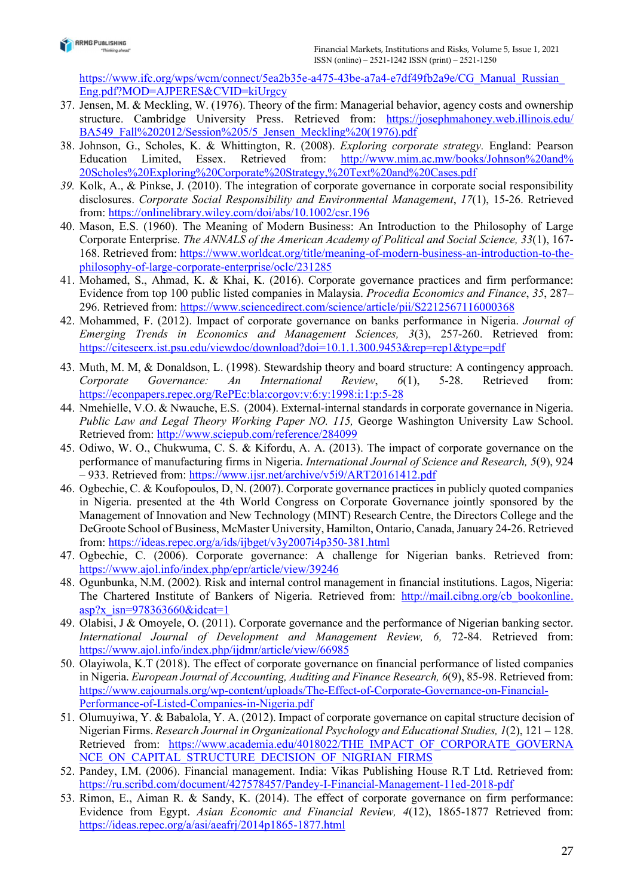https://www.ifc.org/wps/wcm/connect/5ea2b35e-a475-43be-a7a4-e7df49fb2a9e/CG_Manual_Russian_Eng.pdf?MOD=AJPERES&CVID=kiUrgcy

37. Jensen, M. & Meckling, W. (1976). Theory of the firm: Managerial behavior, agency costs and ownership structure. Cambridge University Press. Retrieved from: https://josephmahoney.web.illinois.edu/BA549_Fall%202012/Session%205/5_Jensen_Meckling%20(1976).pdf
38. Johnson, G., Scholes, K. & Whittington, R. (2008). *Exploring corporate strategy.* England: Pearson Education Limited, Essex. Retrieved from: http://www.mim.ac.mw/books/Johnson%20and%20Scholes%20Exploring%20Corporate%20Strategy,%20Text%20and%20Cases.pdf
39. Kolk, A., & Pinkse, J. (2010). The integration of corporate governance in corporate social responsibility disclosures. *Corporate Social Responsibility and Environmental Management*, *17*(1), 15-26. Retrieved from: https://onlinelibrary.wiley.com/doi/abs/10.1002/csr.196
40. Mason, E.S. (1960). The Meaning of Modern Business: An Introduction to the Philosophy of Large Corporate Enterprise. *The ANNALS of the American Academy of Political and Social Science, 33*(1), 167-168. Retrieved from: https://www.worldcat.org/title/meaning-of-modern-business-an-introduction-to-the-philosophy-of-large-corporate-enterprise/oclc/231285
41. Mohamed, S., Ahmad, K. & Khai, K. (2016). Corporate governance practices and firm performance: Evidence from top 100 public listed companies in Malaysia. *Procedia Economics and Finance*, *35*, 287–296. Retrieved from: https://www.sciencedirect.com/science/article/pii/S2212567116000368
42. Mohammed, F. (2012). Impact of corporate governance on banks performance in Nigeria. *Journal of Emerging Trends in Economics and Management Sciences, 3*(3), 257-260. Retrieved from: https://citeseerx.ist.psu.edu/viewdoc/download?doi=10.1.1.300.9453&rep=rep1&type=pdf
43. Muth, M. M, & Donaldson, L. (1998). Stewardship theory and board structure: A contingency approach. *Corporate Governance: An International Review*, *6*(1), 5-28. Retrieved from: https://econpapers.repec.org/RePEc:bla:corgov:v:6:y:1998:i:1:p:5-28
44. Nmehielle, V.O. & Nwauche, E.S. (2004). External-internal standards in corporate governance in Nigeria. *Public Law and Legal Theory Working Paper NO. 115,* George Washington University Law School. Retrieved from: http://www.sciepub.com/reference/284099
45. Odiwo, W. O., Chukwuma, C. S. & Kifordu, A. A. (2013). The impact of corporate governance on the performance of manufacturing firms in Nigeria. *International Journal of Science and Research, 5*(9), 924 – 933. Retrieved from: https://www.ijsr.net/archive/v5i9/ART20161412.pdf
46. Ogbechie, C. & Koufopoulos, D, N. (2007). Corporate governance practices in publicly quoted companies in Nigeria. presented at the 4th World Congress on Corporate Governance jointly sponsored by the Management of Innovation and New Technology (MINT) Research Centre, the Directors College and the DeGroote School of Business, McMaster University, Hamilton, Ontario, Canada, January 24-26. Retrieved from: https://ideas.repec.org/a/ids/ijbget/v3y2007i4p350-381.html
47. Ogbechie, C. (2006). Corporate governance: A challenge for Nigerian banks. Retrieved from: https://www.ajol.info/index.php/epr/article/view/39246
48. Ogunbunka, N.M. (2002). Risk and internal control management in financial institutions. Lagos, Nigeria: The Chartered Institute of Bankers of Nigeria. Retrieved from: http://mail.cibng.org/cb_bookonline.asp?x_isn=978363660&idcat=1
49. Olabisi, J & Omoyele, O. (2011). Corporate governance and the performance of Nigerian banking sector. *International Journal of Development and Management Review, 6,* 72-84. Retrieved from: https://www.ajol.info/index.php/ijdmr/article/view/66985
50. Olayiwola, K.T (2018). The effect of corporate governance on financial performance of listed companies in Nigeria. *European Journal of Accounting, Auditing and Finance Research, 6*(9), 85-98. Retrieved from: https://www.eajournals.org/wp-content/uploads/The-Effect-of-Corporate-Governance-on-Financial-Performance-of-Listed-Companies-in-Nigeria.pdf
51. Olumuyiwa, Y. & Babalola, Y. A. (2012). Impact of corporate governance on capital structure decision of Nigerian Firms. *Research Journal in Organizational Psychology and Educational Studies, 1*(2), 121 – 128. Retrieved from: https://www.academia.edu/4018022/THE_IMPACT_OF_CORPORATE_GOVERNANCE_ON_CAPITAL_STRUCTURE_DECISION_OF_NIGRIAN_FIRMS
52. Pandey, I.M. (2006). Financial management. India: Vikas Publishing House R.T Ltd. Retrieved from: https://ru.scribd.com/document/427578457/Pandey-I-Financial-Management-11ed-2018-pdf
53. Rimon, E., Aiman R. & Sandy, K. (2014). The effect of corporate governance on firm performance: Evidence from Egypt. *Asian Economic and Financial Review, 4*(12), 1865-1877 Retrieved from: https://ideas.repec.org/a/asi/aeafrj/2014p1865-1877.html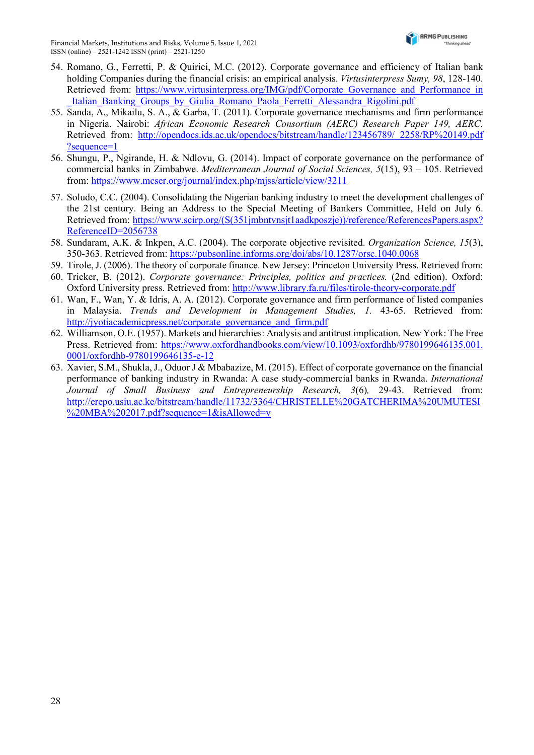54. Romano, G., Ferretti, P. & Quirici, M.C. (2012). Corporate governance and efficiency of Italian bank holding Companies during the financial crisis: an empirical analysis. *Virtusinterpress Sumy, 98*, 128-140. Retrieved from: https://www.virtusinterpress.org/IMG/pdf/Corporate_Governance_and_Performance_in_Italian_Banking_Groups_by_Giulia_Romano_Paola_Ferretti_Alessandra_Rigolini.pdf
55. Sanda, A., Mikailu, S. A., & Garba, T. (2011). Corporate governance mechanisms and firm performance in Nigeria. Nairobi: *African Economic Research Consortium (AERC) Research Paper 149, AERC*. Retrieved from: http://opendocs.ids.ac.uk/opendocs/bitstream/handle/123456789/_2258/RP%20149.pdf?sequence=1
56. Shungu, P., Ngirande, H. & Ndlovu, G. (2014). Impact of corporate governance on the performance of commercial banks in Zimbabwe. *Mediterranean Journal of Social Sciences, 5*(15), 93 – 105. Retrieved from: https://www.mcser.org/journal/index.php/mjss/article/view/3211
57. Soludo, C.C. (2004). Consolidating the Nigerian banking industry to meet the development challenges of the 21st century. Being an Address to the Special Meeting of Bankers Committee, Held on July 6. Retrieved from: https://www.scirp.org/(S(351jmbntvnsjt1aadkposzje))/reference/ReferencesPapers.aspx?ReferenceID=2056738
58. Sundaram, A.K. & Inkpen, A.C. (2004). The corporate objective revisited. *Organization Science, 15*(3), 350-363. Retrieved from: https://pubsonline.informs.org/doi/abs/10.1287/orsc.1040.0068
59. Tirole, J. (2006). The theory of corporate finance. New Jersey: Princeton University Press. Retrieved from:
60. Tricker, B. (2012). *Corporate governance: Principles, politics and practices.* (2nd edition). Oxford: Oxford University press. Retrieved from: http://www.library.fa.ru/files/tirole-theory-corporate.pdf
61. Wan, F., Wan, Y. & Idris, A. A. (2012). Corporate governance and firm performance of listed companies in Malaysia. *Trends and Development in Management Studies, 1.* 43-65. Retrieved from: http://jyotiacademicpress.net/corporate_governance_and_firm.pdf
62. Williamson, O.E. (1957). Markets and hierarchies: Analysis and antitrust implication. New York: The Free Press. Retrieved from: https://www.oxfordhandbooks.com/view/10.1093/oxfordhb/9780199646135.001.0001/oxfordhb-9780199646135-e-12
63. Xavier, S.M., Shukla, J., Oduor J & Mbabazize, M. (2015). Effect of corporate governance on the financial performance of banking industry in Rwanda: A case study-commercial banks in Rwanda. *International Journal of Small Business and Entrepreneurship Research, 3*(6), 29-43. Retrieved from: http://erepo.usiu.ac.ke/bitstream/handle/11732/3364/CHRISTELLE%20GATCHERIMA%20UMUTESI%20MBA%202017.pdf?sequence=1&isAllowed=y